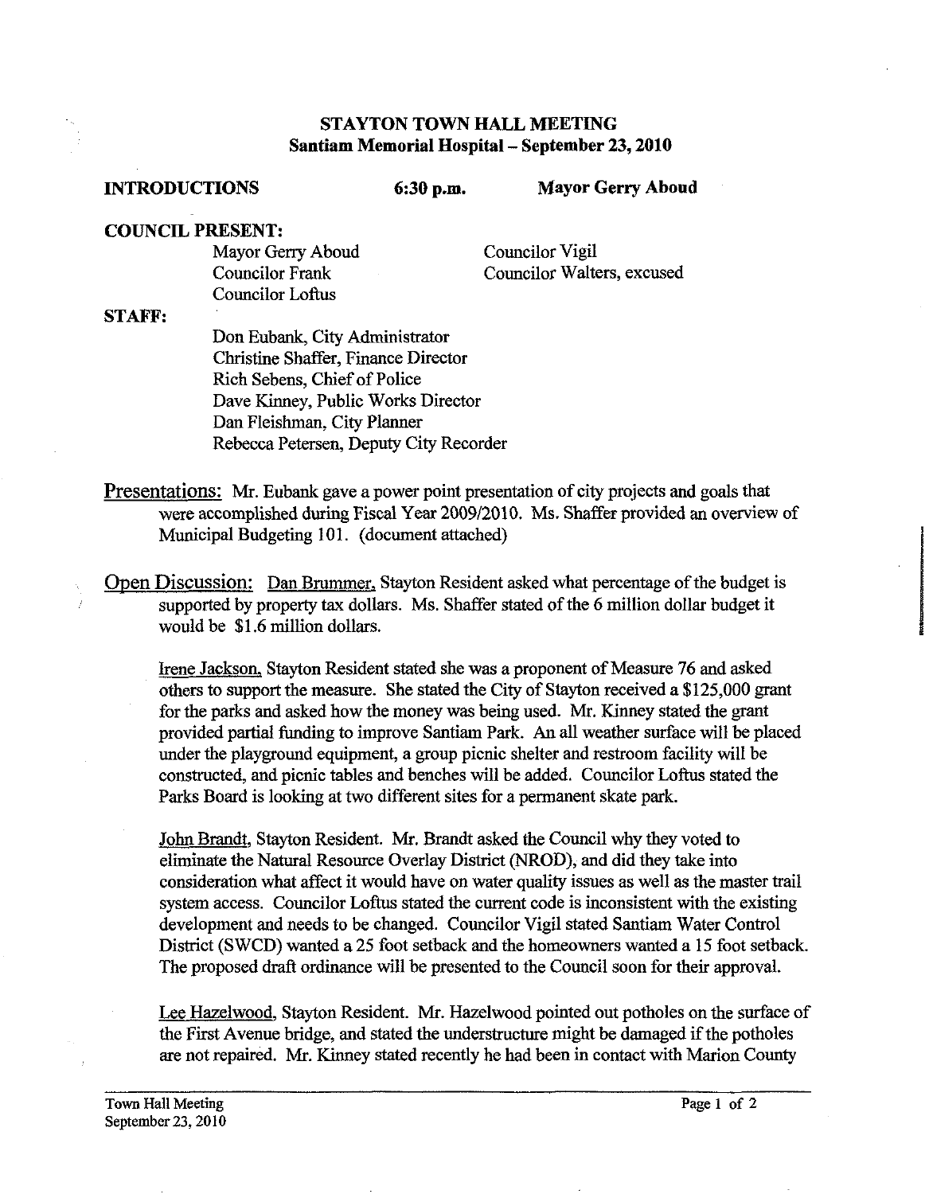# STAYTON TOWN HALL MEETING
## Santiam Memorial Hospital – September 23, 2010

**INTRODUCTIONS** **6:30 p.m.** **Mayor Gerry Aboud**

**COUNCIL PRESENT:**

Mayor Gerry Aboud
Councilor Frank
Councilor Loftus
Councilor Vigil
Councilor Walters, excused

**STAFF:**

Don Eubank, City Administrator
Christine Shaffer, Finance Director
Rich Sebens, Chief of Police
Dave Kinney, Public Works Director
Dan Fleishman, City Planner
Rebecca Petersen, Deputy City Recorder

Presentations: Mr. Eubank gave a power point presentation of city projects and goals that were accomplished during Fiscal Year 2009/2010. Ms. Shaffer provided an overview of Municipal Budgeting 101. (document attached)

Open Discussion: Dan Brummer, Stayton Resident asked what percentage of the budget is supported by property tax dollars. Ms. Shaffer stated of the 6 million dollar budget it would be $1.6 million dollars.

Irene Jackson, Stayton Resident stated she was a proponent of Measure 76 and asked others to support the measure. She stated the City of Stayton received a $125,000 grant for the parks and asked how the money was being used. Mr. Kinney stated the grant provided partial funding to improve Santiam Park. An all weather surface will be placed under the playground equipment, a group picnic shelter and restroom facility will be constructed, and picnic tables and benches will be added. Councilor Loftus stated the Parks Board is looking at two different sites for a permanent skate park.

John Brandt, Stayton Resident. Mr. Brandt asked the Council why they voted to eliminate the Natural Resource Overlay District (NROD), and did they take into consideration what affect it would have on water quality issues as well as the master trail system access. Councilor Loftus stated the current code is inconsistent with the existing development and needs to be changed. Councilor Vigil stated Santiam Water Control District (SWCD) wanted a 25 foot setback and the homeowners wanted a 15 foot setback. The proposed draft ordinance will be presented to the Council soon for their approval.

Lee Hazelwood, Stayton Resident. Mr. Hazelwood pointed out potholes on the surface of the First Avenue bridge, and stated the understructure might be damaged if the potholes are not repaired. Mr. Kinney stated recently he had been in contact with Marion County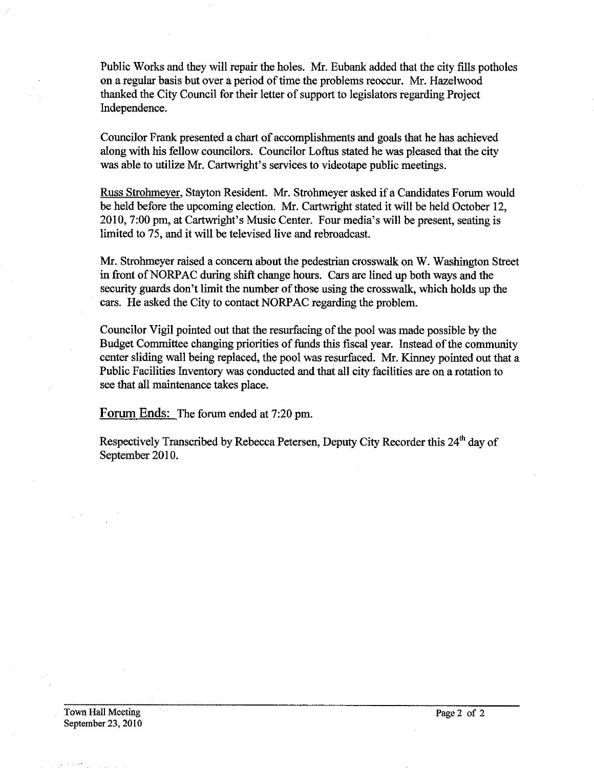Public Works and they will repair the holes. Mr. Eubank added that the city fills potholes on a regular basis but over a period of time the problems reoccur. Mr. Hazelwood thanked the City Council for their letter of support to legislators regarding Project Independence.

Councilor Frank presented a chart of accomplishments and goals that he has achieved along with his fellow councilors. Councilor Loftus stated he was pleased that the city was able to utilize Mr. Cartwright's services to videotape public meetings.

Russ Strohmeyer, Stayton Resident. Mr. Strohmeyer asked if a Candidates Forum would be held before the upcoming election. Mr. Cartwright stated it will be held October 12, 2010, 7:00 pm, at Cartwright's Music Center. Four media's will be present, seating is limited to 75, and it will be televised live and rebroadcast.

Mr. Strohmeyer raised a concern about the pedestrian crosswalk on W. Washington Street in front of NORPAC during shift change hours. Cars are lined up both ways and the security guards don't limit the number of those using the crosswalk, which holds up the cars. He asked the City to contact NORPAC regarding the problem.

Councilor Vigil pointed out that the resurfacing of the pool was made possible by the Budget Committee changing priorities of funds this fiscal year. Instead of the community center sliding wall being replaced, the pool was resurfaced. Mr. Kinney pointed out that a Public Facilities Inventory was conducted and that all city facilities are on a rotation to see that all maintenance takes place.

Forum Ends: The forum ended at 7:20 pm.

Respectively Transcribed by Rebecca Petersen, Deputy City Recorder this 24th day of September 2010.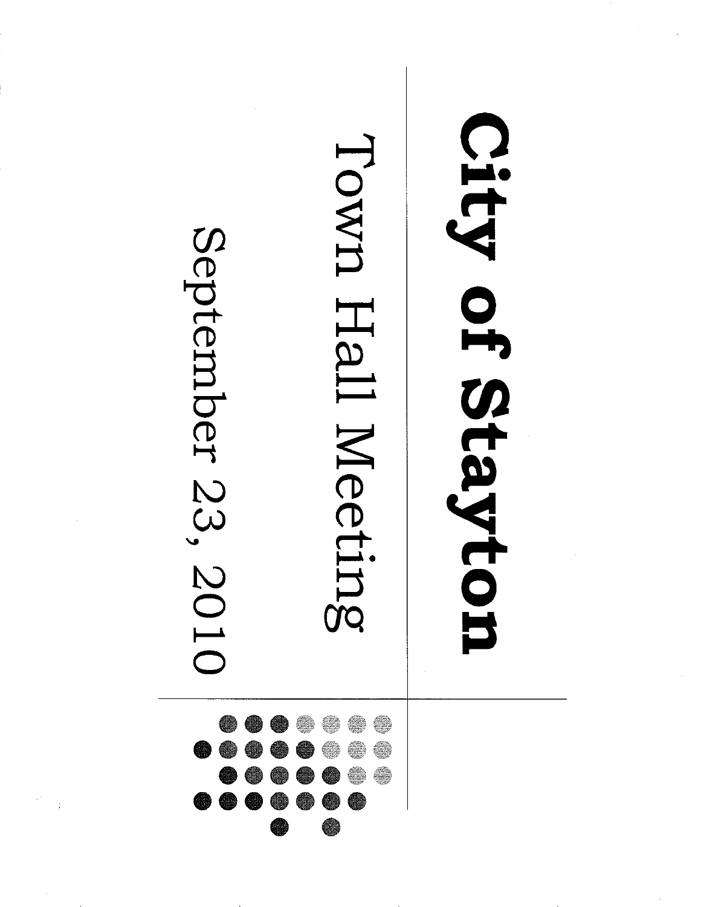# City of Stayton

## Town Hall Meeting

September 23, 2010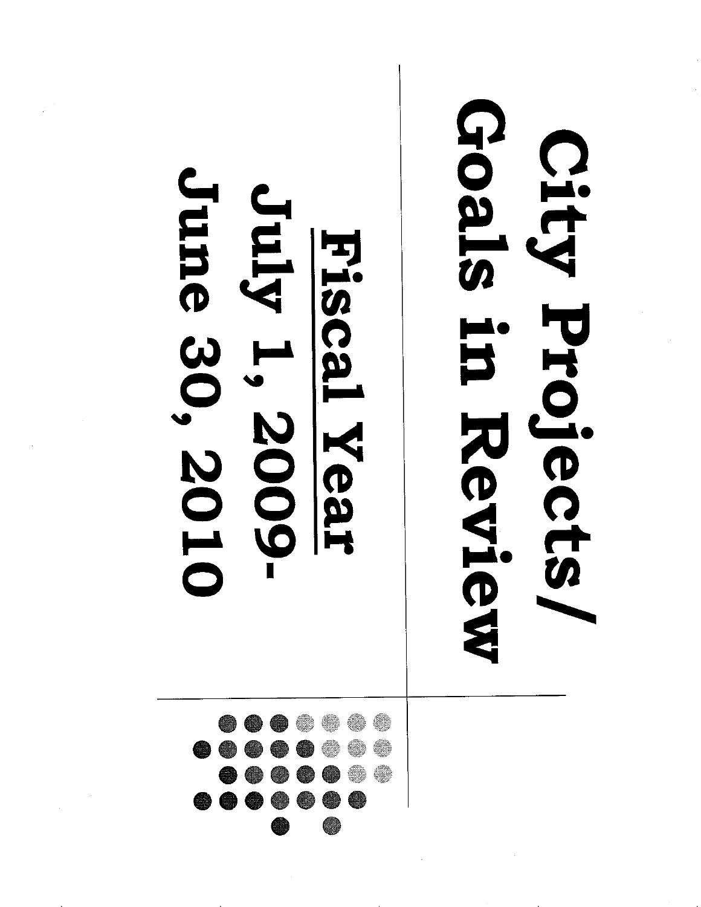# City Projects/ Goals in Review

**<u>Fiscal Year</u>**

**July 1, 2009-**

**June 30, 2010**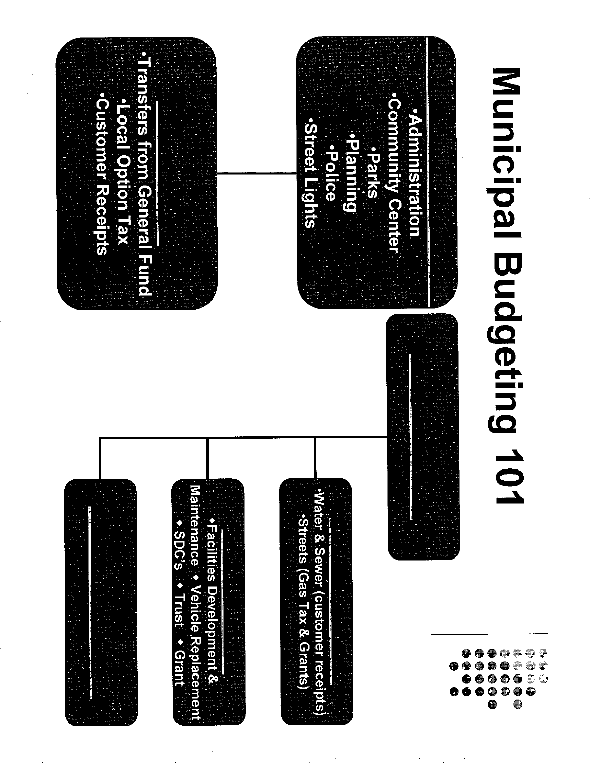# Municipal Budgeting 101

- Administration
- Community Center
- Parks
- Planning
- Police
- Street Lights

---

- Transfers from General Fund
- Local Option Tax
- Customer Receipts

---

- Water & Sewer (customer receipts)
- Streets (Gas Tax & Grants)

---

- Facilities Development & Maintenance ◆ Vehicle Replacement ◆ SDC's ◆ Trust ◆ Grant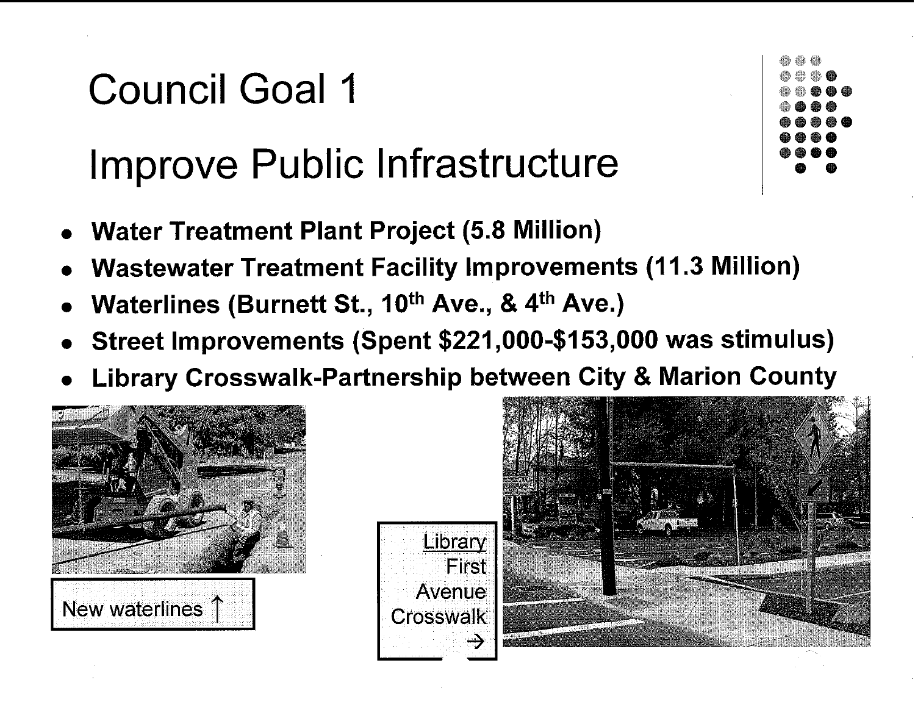# Council Goal 1

# Improve Public Infrastructure

- **Water Treatment Plant Project (5.8 Million)**
- **Wastewater Treatment Facility Improvements (11.3 Million)**
- **Waterlines (Burnett St., 10th Ave., & 4th Ave.)**
- **Street Improvements (Spent $221,000-$153,000 was stimulus)**
- **Library Crosswalk-Partnership between City & Marion County**

New waterlines ↑

Library First Avenue Crosswalk →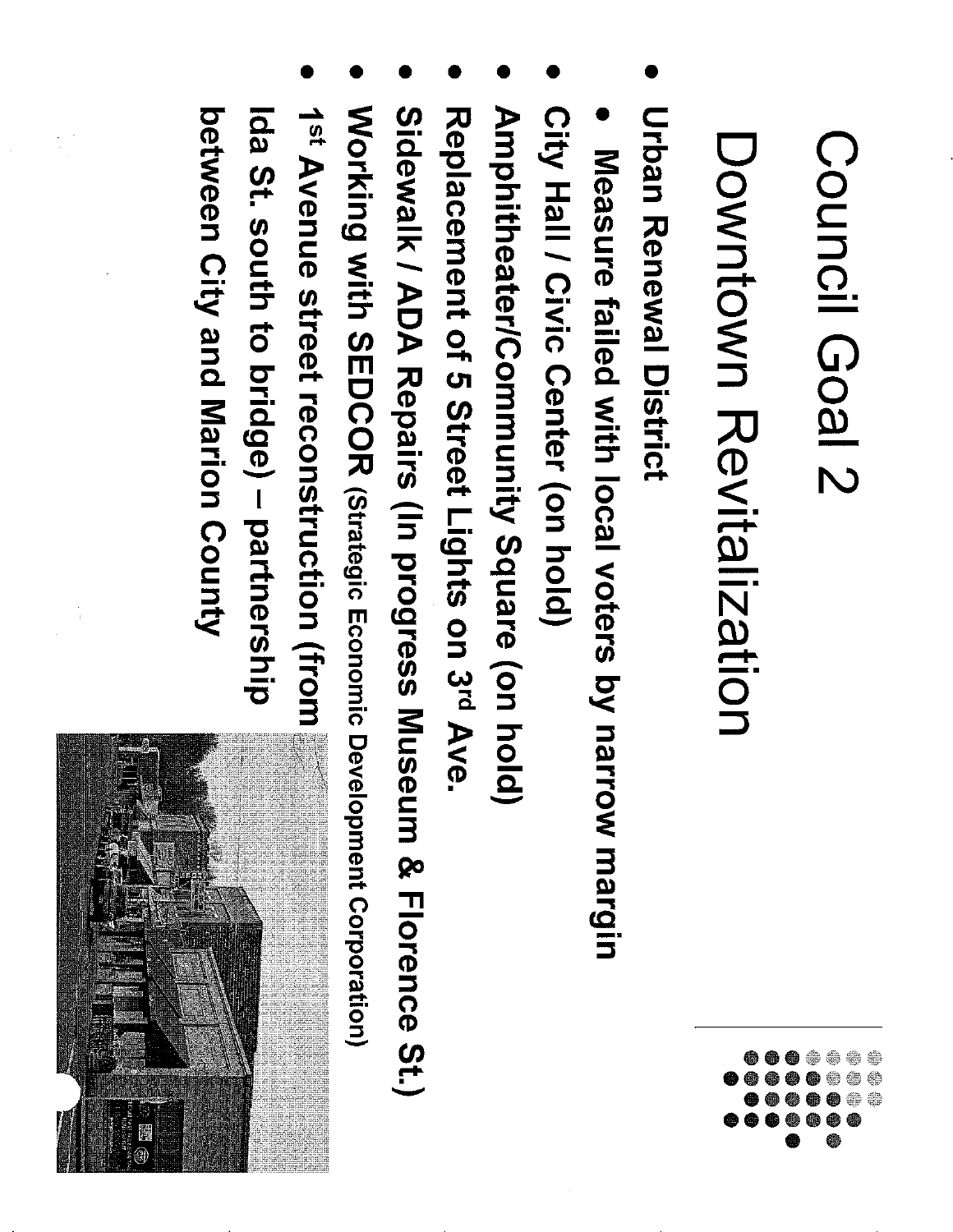# Council Goal 2

## Downtown Revitalization

- Urban Renewal District
  - Measure failed with local voters by narrow margin
- City Hall / Civic Center (on hold)
- Amphitheater/Community Square (on hold)
- Replacement of 5 Street Lights on 3rd Ave.
- Sidewalk / ADA Repairs (In progress Museum & Florence St.)
- Working with SEDCOR (Strategic Economic Development Corporation)
- 1st Avenue street reconstruction (from Ida St. south to bridge) – partnership between City and Marion County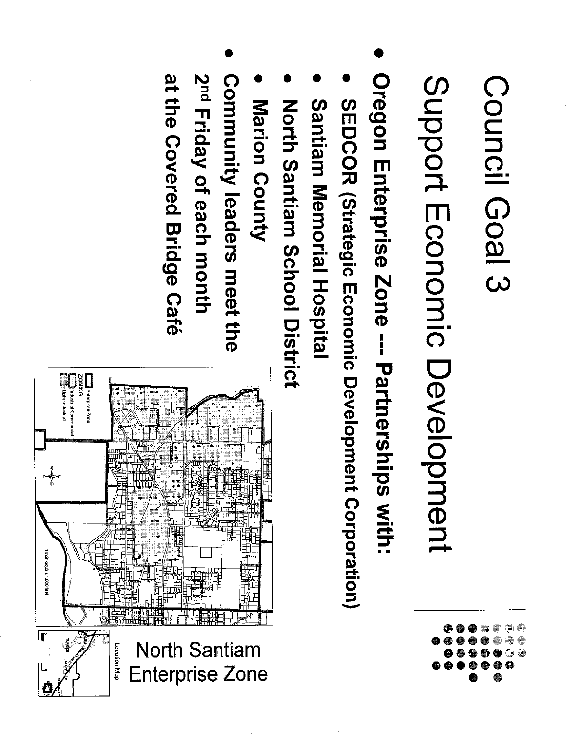# Council Goal 3

## Support Economic Development

- **Oregon Enterprise Zone -- Partnerships with:**
  - **SEDCOR (Strategic Economic Development Corporation)**
  - **Santiam Memorial Hospital**
  - **North Santiam School District**
  - **Marion County**
- **Community leaders meet the 2nd Friday of each month at the Covered Bridge Café**

North Santiam Enterprise Zone

Enterprise Zone
ZONING
Industrial Commercial
Light Industrial

1 inch equals 1,000 feet

Location Map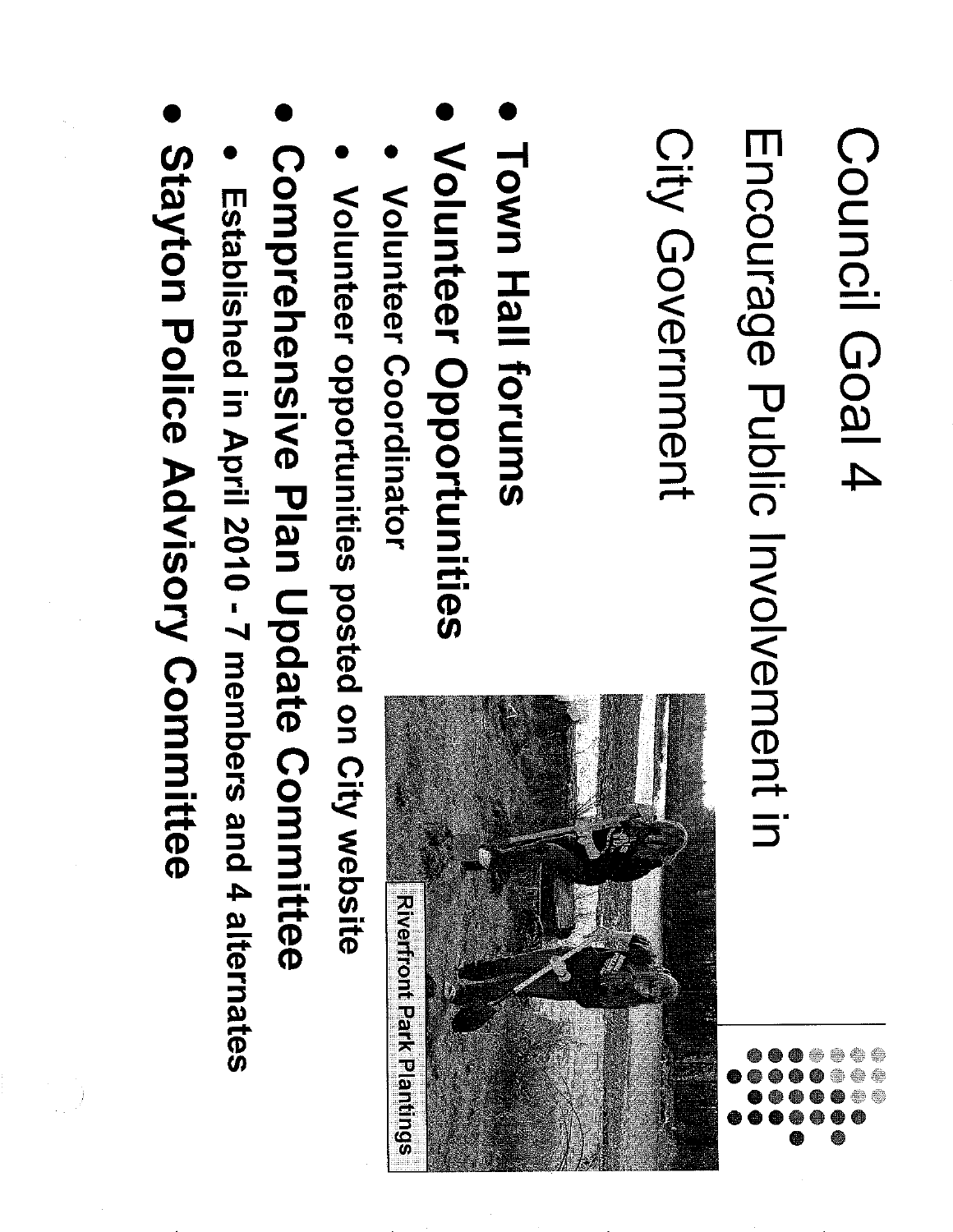# Council Goal 4

## Encourage Public Involvement in City Government

- **Town Hall forums**
- **Volunteer Opportunities**
  - Volunteer Coordinator
  - Volunteer opportunities posted on City website
- **Comprehensive Plan Update Committee**
  - Established in April 2010 - 7 members and 4 alternates
- **Stayton Police Advisory Committee**

Riverfront Park Plantings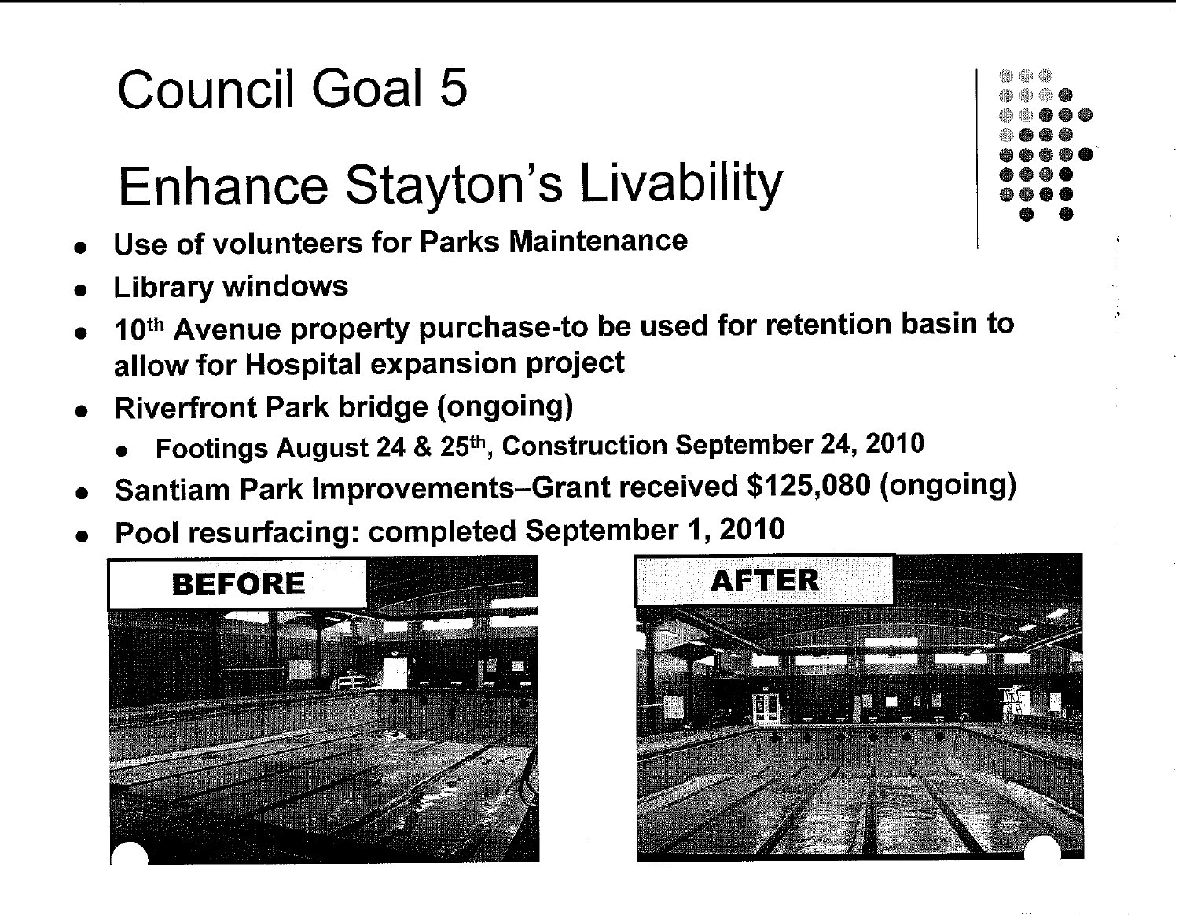# Council Goal 5

# Enhance Stayton's Livability

- **Use of volunteers for Parks Maintenance**
- **Library windows**
- **10th Avenue property purchase-to be used for retention basin to allow for Hospital expansion project**
- **Riverfront Park bridge (ongoing)**
  - **Footings August 24 & 25th, Construction September 24, 2010**
- **Santiam Park Improvements–Grant received $125,080 (ongoing)**
- **Pool resurfacing: completed September 1, 2010**

**BEFORE**

**AFTER**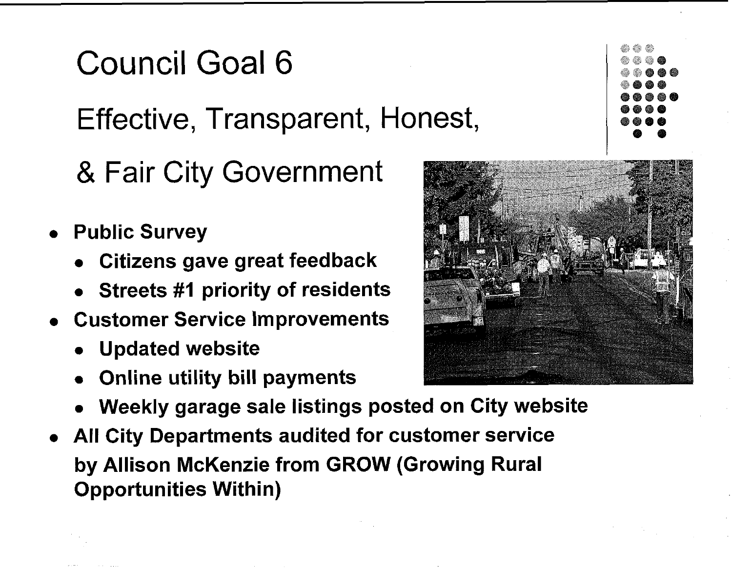# Council Goal 6

## Effective, Transparent, Honest, & Fair City Government

- **Public Survey**
  - **Citizens gave great feedback**
  - **Streets #1 priority of residents**
- **Customer Service Improvements**
  - **Updated website**
  - **Online utility bill payments**
  - **Weekly garage sale listings posted on City website**
- **All City Departments audited for customer service by Allison McKenzie from GROW (Growing Rural Opportunities Within)**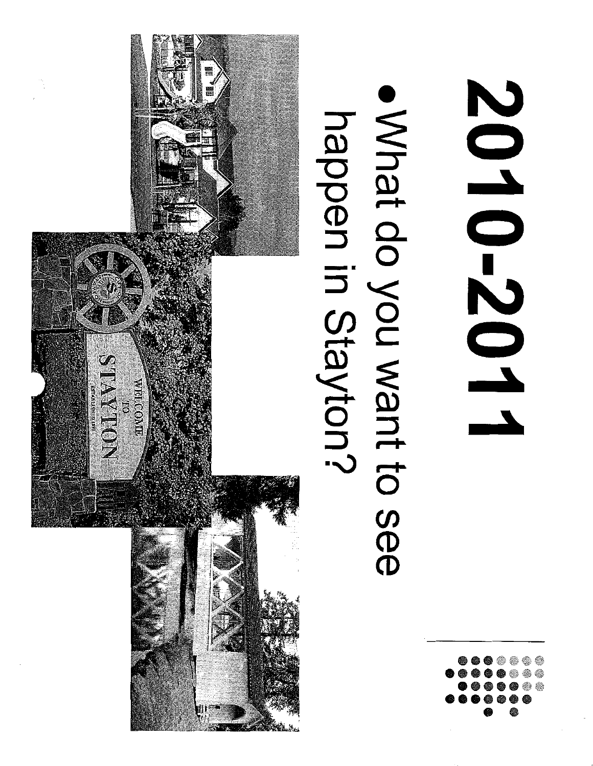# 2010-2011

- What do you want to see happen in Stayton?